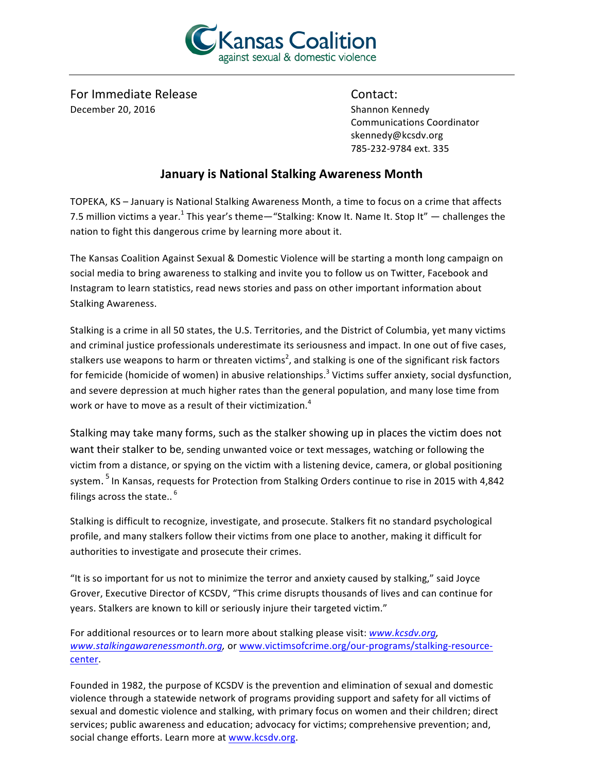Kansas Coalition against sexual & domestic violence

For Immediate Release
December 20, 2016

Contact:
Shannon Kennedy
Communications Coordinator
skennedy@kcsdv.org
785-232-9784 ext. 335

## January is National Stalking Awareness Month

TOPEKA, KS – January is National Stalking Awareness Month, a time to focus on a crime that affects 7.5 million victims a year.[1] This year's theme—"Stalking: Know It. Name It. Stop It" — challenges the nation to fight this dangerous crime by learning more about it.

The Kansas Coalition Against Sexual & Domestic Violence will be starting a month long campaign on social media to bring awareness to stalking and invite you to follow us on Twitter, Facebook and Instagram to learn statistics, read news stories and pass on other important information about Stalking Awareness.

Stalking is a crime in all 50 states, the U.S. Territories, and the District of Columbia, yet many victims and criminal justice professionals underestimate its seriousness and impact. In one out of five cases, stalkers use weapons to harm or threaten victims[2], and stalking is one of the significant risk factors for femicide (homicide of women) in abusive relationships.[3] Victims suffer anxiety, social dysfunction, and severe depression at much higher rates than the general population, and many lose time from work or have to move as a result of their victimization.[4]

Stalking may take many forms, such as the stalker showing up in places the victim does not want their stalker to be, sending unwanted voice or text messages, watching or following the victim from a distance, or spying on the victim with a listening device, camera, or global positioning system. [5] In Kansas, requests for Protection from Stalking Orders continue to rise in 2015 with 4,842 filings across the state.. [6]

Stalking is difficult to recognize, investigate, and prosecute. Stalkers fit no standard psychological profile, and many stalkers follow their victims from one place to another, making it difficult for authorities to investigate and prosecute their crimes.

"It is so important for us not to minimize the terror and anxiety caused by stalking," said Joyce Grover, Executive Director of KCSDV, "This crime disrupts thousands of lives and can continue for years. Stalkers are known to kill or seriously injure their targeted victim."

For additional resources or to learn more about stalking please visit: *www.kcsdv.org*, *www.stalkingawarenessmonth.org*, or www.victimsofcrime.org/our-programs/stalking-resource-center.

Founded in 1982, the purpose of KCSDV is the prevention and elimination of sexual and domestic violence through a statewide network of programs providing support and safety for all victims of sexual and domestic violence and stalking, with primary focus on women and their children; direct services; public awareness and education; advocacy for victims; comprehensive prevention; and, social change efforts. Learn more at www.kcsdv.org.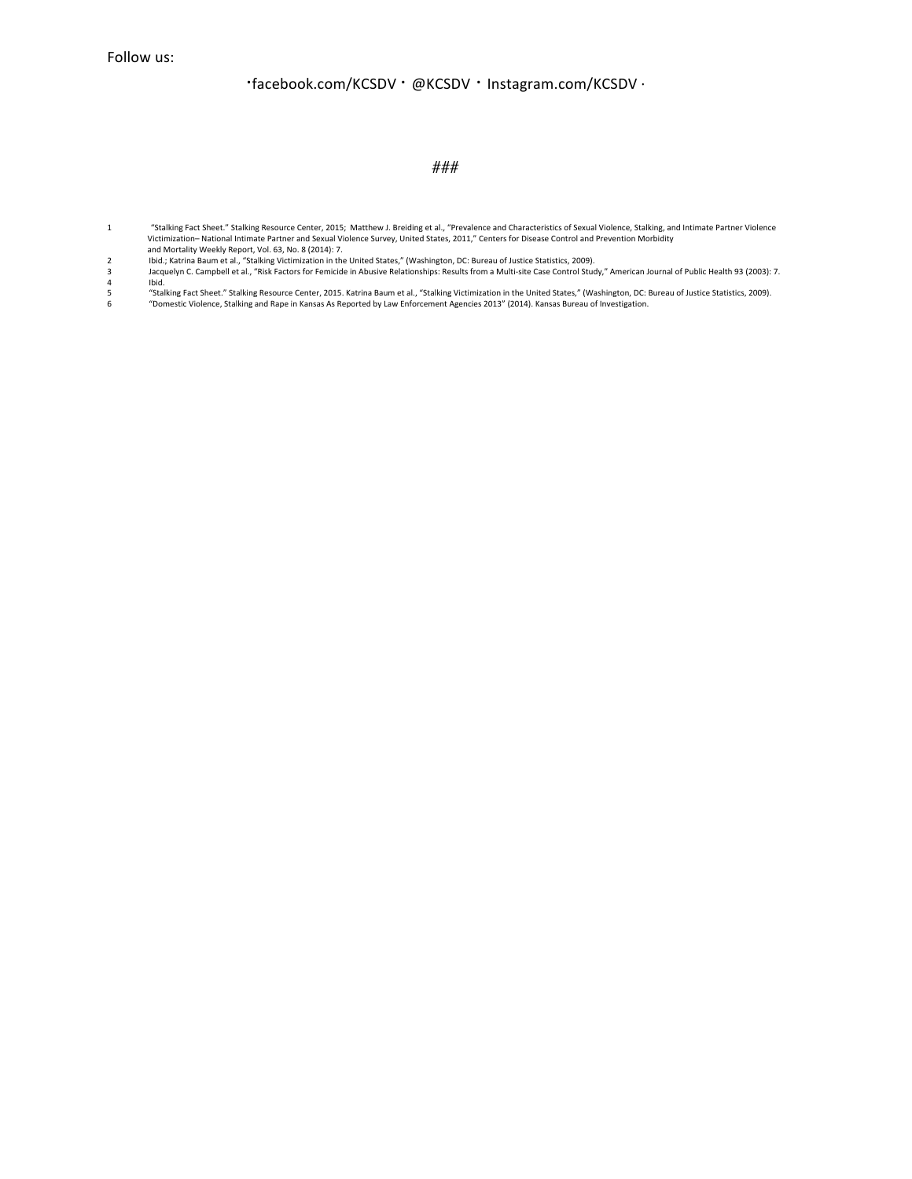Follow us:

·facebook.com/KCSDV · @KCSDV · Instagram.com/KCSDV ·

###

1 "Stalking Fact Sheet." Stalking Resource Center, 2015; Matthew J. Breiding et al., "Prevalence and Characteristics of Sexual Violence, Stalking, and Intimate Partner Violence Victimization– National Intimate Partner and Sexual Violence Survey, United States, 2011," Centers for Disease Control and Prevention Morbidity and Mortality Weekly Report, Vol. 63, No. 8 (2014): 7.

2 Ibid.; Katrina Baum et al., "Stalking Victimization in the United States," (Washington, DC: Bureau of Justice Statistics, 2009).

3 Jacquelyn C. Campbell et al., "Risk Factors for Femicide in Abusive Relationships: Results from a Multi-site Case Control Study," American Journal of Public Health 93 (2003): 7.

4 Ibid.

5 "Stalking Fact Sheet." Stalking Resource Center, 2015. Katrina Baum et al., "Stalking Victimization in the United States," (Washington, DC: Bureau of Justice Statistics, 2009).

6 "Domestic Violence, Stalking and Rape in Kansas As Reported by Law Enforcement Agencies 2013" (2014). Kansas Bureau of Investigation.